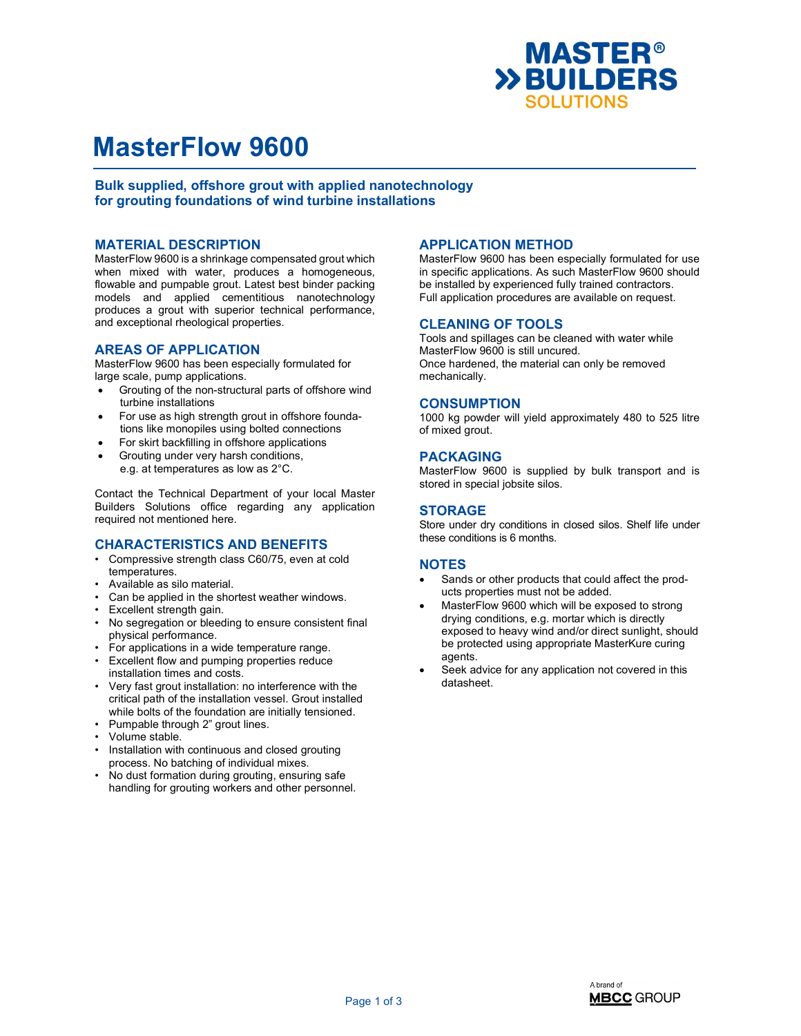# MasterFlow 9600

## Bulk supplied, offshore grout with applied nanotechnology for grouting foundations of wind turbine installations

## MATERIAL DESCRIPTION

MasterFlow 9600 is a shrinkage compensated grout which when mixed with water, produces a homogeneous, flowable and pumpable grout. Latest best binder packing models and applied cementitious nanotechnology produces a grout with superior technical performance, and exceptional rheological properties.

## AREAS OF APPLICATION

MasterFlow 9600 has been especially formulated for large scale, pump applications.

- Grouting of the non-structural parts of offshore wind turbine installations
- For use as high strength grout in offshore foundations like monopiles using bolted connections
- For skirt backfilling in offshore applications
- Grouting under very harsh conditions, e.g. at temperatures as low as 2°C.

Contact the Technical Department of your local Master Builders Solutions office regarding any application required not mentioned here.

## CHARACTERISTICS AND BENEFITS

- Compressive strength class C60/75, even at cold temperatures.
- Available as silo material.
- Can be applied in the shortest weather windows.
- Excellent strength gain.
- No segregation or bleeding to ensure consistent final physical performance.
- For applications in a wide temperature range.
- Excellent flow and pumping properties reduce installation times and costs.
- Very fast grout installation: no interference with the critical path of the installation vessel. Grout installed while bolts of the foundation are initially tensioned.
- Pumpable through 2" grout lines.
- Volume stable.
- Installation with continuous and closed grouting process. No batching of individual mixes.
- No dust formation during grouting, ensuring safe handling for grouting workers and other personnel.

## APPLICATION METHOD

MasterFlow 9600 has been especially formulated for use in specific applications. As such MasterFlow 9600 should be installed by experienced fully trained contractors.
Full application procedures are available on request.

## CLEANING OF TOOLS

Tools and spillages can be cleaned with water while MasterFlow 9600 is still uncured.
Once hardened, the material can only be removed mechanically.

## CONSUMPTION

1000 kg powder will yield approximately 480 to 525 litre of mixed grout.

## PACKAGING

MasterFlow 9600 is supplied by bulk transport and is stored in special jobsite silos.

## STORAGE

Store under dry conditions in closed silos. Shelf life under these conditions is 6 months.

## NOTES

- Sands or other products that could affect the products properties must not be added.
- MasterFlow 9600 which will be exposed to strong drying conditions, e.g. mortar which is directly exposed to heavy wind and/or direct sunlight, should be protected using appropriate MasterKure curing agents.
- Seek advice for any application not covered in this datasheet.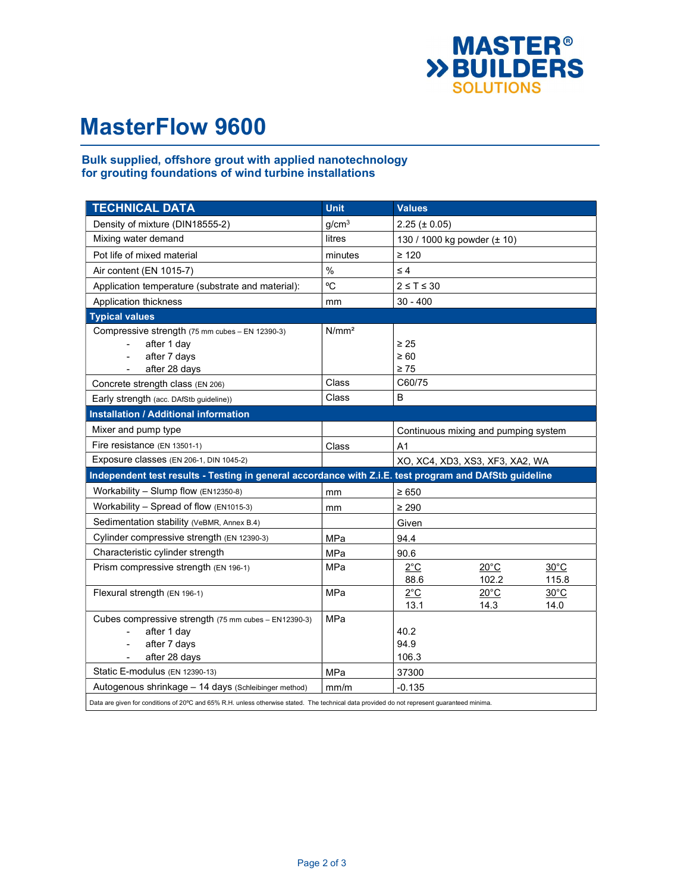# MasterFlow 9600

### Bulk supplied, offshore grout with applied nanotechnology for grouting foundations of wind turbine installations

| TECHNICAL DATA | Unit | Values | | |
|---|---|---|---|---|
| Density of mixture (DIN18555-2) | g/cm³ | 2.25 (± 0.05) | | |
| Mixing water demand | litres | 130 / 1000 kg powder (± 10) | | |
| Pot life of mixed material | minutes | ≥ 120 | | |
| Air content (EN 1015-7) | % | ≤ 4 | | |
| Application temperature (substrate and material): | ºC | 2 ≤ T ≤ 30 | | |
| Application thickness | mm | 30 - 400 | | |
| **Typical values** | | | | |
| Compressive strength (75 mm cubes – EN 12390-3)<br>- after 1 day<br>- after 7 days<br>- after 28 days | N/mm² | <br>≥ 25<br>≥ 60<br>≥ 75 | | |
| Concrete strength class (EN 206) | Class | C60/75 | | |
| Early strength (acc. DAfStb guideline)) | Class | B | | |
| **Installation / Additional information** | | | | |
| Mixer and pump type | | Continuous mixing and pumping system | | |
| Fire resistance (EN 13501-1) | Class | A1 | | |
| Exposure classes (EN 206-1, DIN 1045-2) | | XO, XC4, XD3, XS3, XF3, XA2, WA | | |
| **Independent test results - Testing in general accordance with Z.i.E. test program and DAfStb guideline** | | | | |
| Workability – Slump flow (EN12350-8) | mm | ≥ 650 | | |
| Workability – Spread of flow (EN1015-3) | mm | ≥ 290 | | |
| Sedimentation stability (VeBMR, Annex B.4) | | Given | | |
| Cylinder compressive strength (EN 12390-3) | MPa | 94.4 | | |
| Characteristic cylinder strength | MPa | 90.6 | | |
| Prism compressive strength (EN 196-1) | MPa | 2°C<br>88.6 | 20°C<br>102.2 | 30°C<br>115.8 |
| Flexural strength (EN 196-1) | MPa | 2°C<br>13.1 | 20°C<br>14.3 | 30°C<br>14.0 |
| Cubes compressive strength (75 mm cubes – EN12390-3)<br>- after 1 day<br>- after 7 days<br>- after 28 days | MPa | <br>40.2<br>94.9<br>106.3 | | |
| Static E-modulus (EN 12390-13) | MPa | 37300 | | |
| Autogenous shrinkage – 14 days (Schleibinger method) | mm/m | -0.135 | | |

Data are given for conditions of 20ºC and 65% R.H. unless otherwise stated. The technical data provided do not represent guaranteed minima.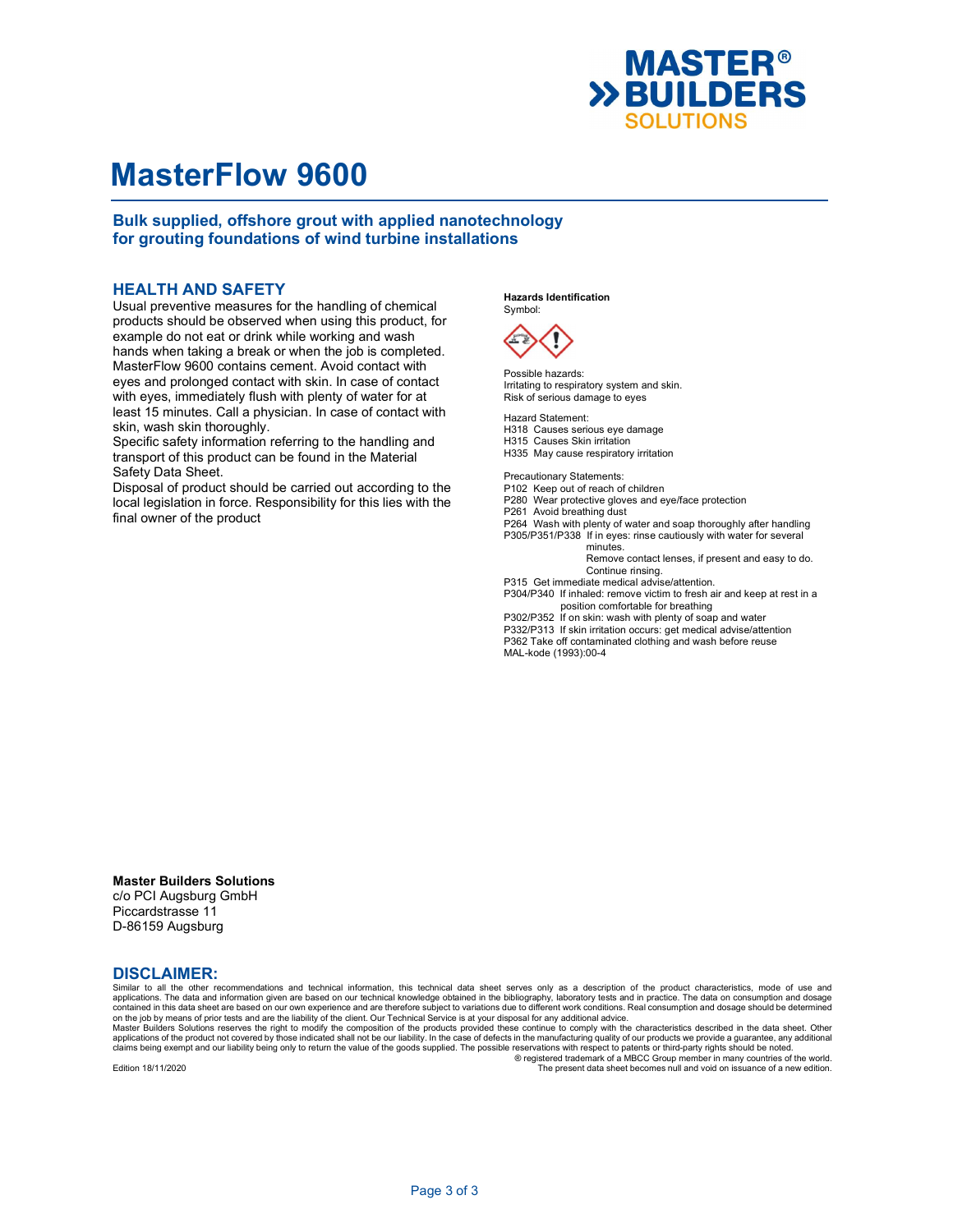# MasterFlow 9600

### Bulk supplied, offshore grout with applied nanotechnology for grouting foundations of wind turbine installations

## HEALTH AND SAFETY

Usual preventive measures for the handling of chemical products should be observed when using this product, for example do not eat or drink while working and wash hands when taking a break or when the job is completed. MasterFlow 9600 contains cement. Avoid contact with eyes and prolonged contact with skin. In case of contact with eyes, immediately flush with plenty of water for at least 15 minutes. Call a physician. In case of contact with skin, wash skin thoroughly.

Specific safety information referring to the handling and transport of this product can be found in the Material Safety Data Sheet.

Disposal of product should be carried out according to the local legislation in force. Responsibility for this lies with the final owner of the product

**Hazards Identification**

Symbol:

Possible hazards:
Irritating to respiratory system and skin.
Risk of serious damage to eyes

Hazard Statement:
H318 Causes serious eye damage
H315 Causes Skin irritation
H335 May cause respiratory irritation

Precautionary Statements:
P102 Keep out of reach of children
P280 Wear protective gloves and eye/face protection
P261 Avoid breathing dust
P264 Wash with plenty of water and soap thoroughly after handling
P305/P351/P338 If in eyes: rinse cautiously with water for several minutes.
Remove contact lenses, if present and easy to do.
Continue rinsing.
P315 Get immediate medical advise/attention.
P304/P340 If inhaled: remove victim to fresh air and keep at rest in a position comfortable for breathing
P302/P352 If on skin: wash with plenty of soap and water
P332/P313 If skin irritation occurs: get medical advise/attention
P362 Take off contaminated clothing and wash before reuse
MAL-kode (1993):00-4

**Master Builders Solutions**
c/o PCI Augsburg GmbH
Piccardstrasse 11
D-86159 Augsburg

## DISCLAIMER:

Similar to all the other recommendations and technical information, this technical data sheet serves only as a description of the product characteristics, mode of use and applications. The data and information given are based on our technical knowledge obtained in the bibliography, laboratory tests and in practice. The data on consumption and dosage contained in this data sheet are based on our own experience and are therefore subject to variations due to different work conditions. Real consumption and dosage should be determined on the job by means of prior tests and are the liability of the client. Our Technical Service is at your disposal for any additional advice.
Master Builders Solutions reserves the right to modify the composition of the products provided these continue to comply with the characteristics described in the data sheet. Other applications of the product not covered by those indicated shall not be our liability. In the case of defects in the manufacturing quality of our products we provide a guarantee, any additional claims being exempt and our liability being only to return the value of the goods supplied. The possible reservations with respect to patents or third-party rights should be noted.

® registered trademark of a MBCC Group member in many countries of the world.

Edition 18/11/2020

The present data sheet becomes null and void on issuance of a new edition.